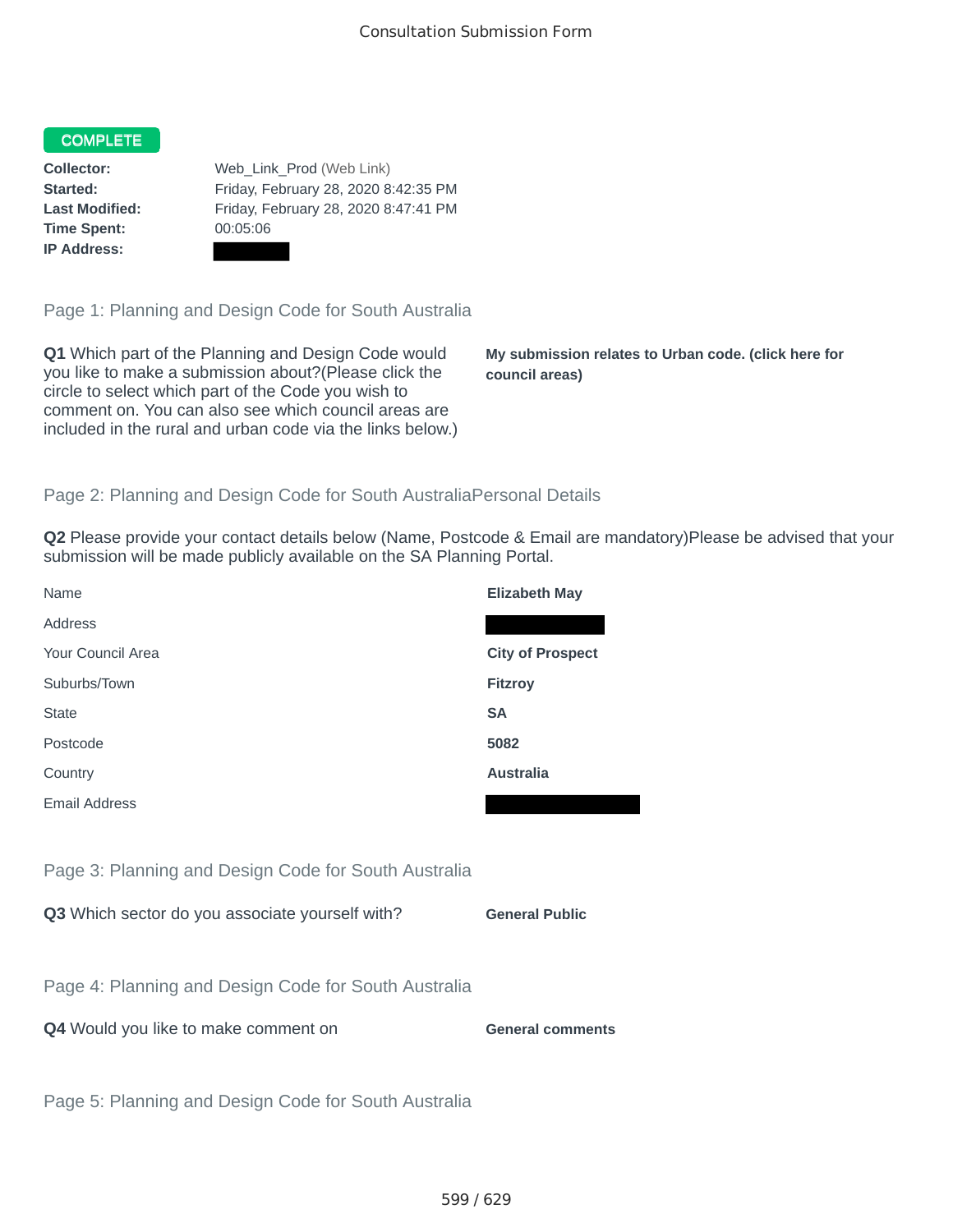Consultation Submission Form

**COMPLETE**

**Collector:** Web_Link_Prod (Web Link)
**Started:** Friday, February 28, 2020 8:42:35 PM
**Last Modified:** Friday, February 28, 2020 8:47:41 PM
**Time Spent:** 00:05:06
**IP Address:**

## Page 1: Planning and Design Code for South Australia

**Q1** Which part of the Planning and Design Code would you like to make a submission about?(Please click the circle to select which part of the Code you wish to comment on. You can also see which council areas are included in the rural and urban code via the links below.)

**My submission relates to Urban code. (click here for council areas)**

## Page 2: Planning and Design Code for South AustraliaPersonal Details

**Q2** Please provide your contact details below (Name, Postcode & Email are mandatory)Please be advised that your submission will be made publicly available on the SA Planning Portal.

| | |
|---|---|
| Name | **Elizabeth May** |
| Address | |
| Your Council Area | **City of Prospect** |
| Suburbs/Town | **Fitzroy** |
| State | **SA** |
| Postcode | **5082** |
| Country | **Australia** |
| Email Address | |

## Page 3: Planning and Design Code for South Australia

**Q3** Which sector do you associate yourself with?

**General Public**

## Page 4: Planning and Design Code for South Australia

**Q4** Would you like to make comment on

**General comments**

## Page 5: Planning and Design Code for South Australia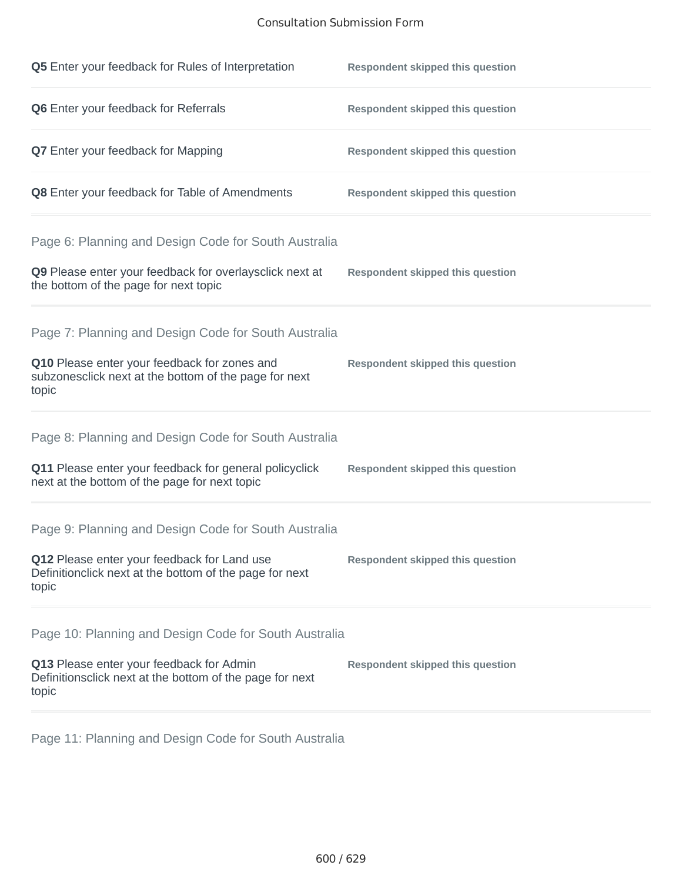**Q5** Enter your feedback for Rules of Interpretation — **Respondent skipped this question**

**Q6** Enter your feedback for Referrals — **Respondent skipped this question**

**Q7** Enter your feedback for Mapping — **Respondent skipped this question**

**Q8** Enter your feedback for Table of Amendments — **Respondent skipped this question**

## Page 6: Planning and Design Code for South Australia

**Q9** Please enter your feedback for overlaysclick next at the bottom of the page for next topic — **Respondent skipped this question**

## Page 7: Planning and Design Code for South Australia

**Q10** Please enter your feedback for zones and subzonesclick next at the bottom of the page for next topic — **Respondent skipped this question**

## Page 8: Planning and Design Code for South Australia

**Q11** Please enter your feedback for general policyclick next at the bottom of the page for next topic — **Respondent skipped this question**

## Page 9: Planning and Design Code for South Australia

**Q12** Please enter your feedback for Land use Definitionclick next at the bottom of the page for next topic — **Respondent skipped this question**

## Page 10: Planning and Design Code for South Australia

**Q13** Please enter your feedback for Admin Definitionsclick next at the bottom of the page for next topic — **Respondent skipped this question**

## Page 11: Planning and Design Code for South Australia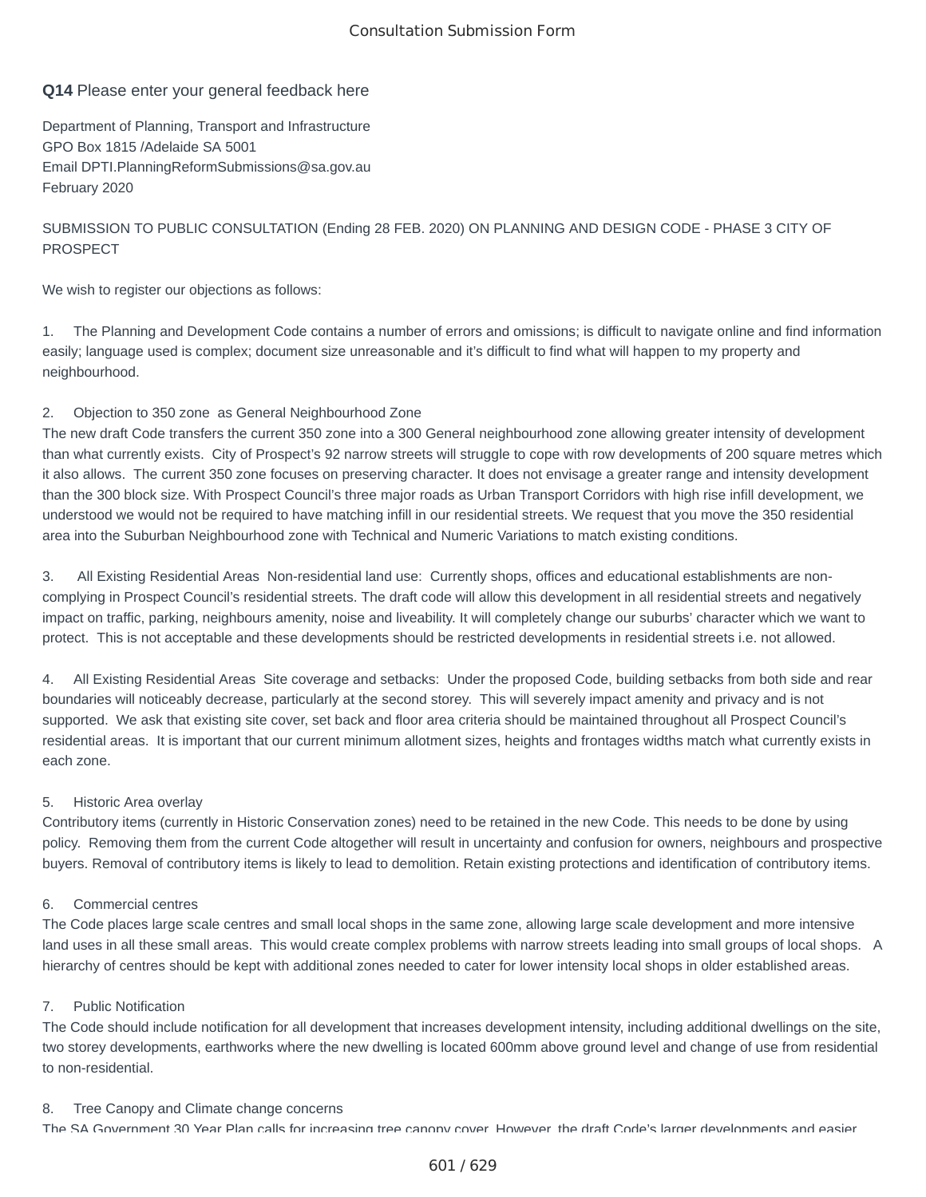Consultation Submission Form

**Q14** Please enter your general feedback here

Department of Planning, Transport and Infrastructure
GPO Box 1815 /Adelaide SA 5001
Email DPTI.PlanningReformSubmissions@sa.gov.au
February 2020

SUBMISSION TO PUBLIC CONSULTATION (Ending 28 FEB. 2020) ON PLANNING AND DESIGN CODE - PHASE 3 CITY OF PROSPECT

We wish to register our objections as follows:

1. The Planning and Development Code contains a number of errors and omissions; is difficult to navigate online and find information easily; language used is complex; document size unreasonable and it's difficult to find what will happen to my property and neighbourhood.

2. Objection to 350 zone as General Neighbourhood Zone
The new draft Code transfers the current 350 zone into a 300 General neighbourhood zone allowing greater intensity of development than what currently exists. City of Prospect's 92 narrow streets will struggle to cope with row developments of 200 square metres which it also allows. The current 350 zone focuses on preserving character. It does not envisage a greater range and intensity development than the 300 block size. With Prospect Council's three major roads as Urban Transport Corridors with high rise infill development, we understood we would not be required to have matching infill in our residential streets. We request that you move the 350 residential area into the Suburban Neighbourhood zone with Technical and Numeric Variations to match existing conditions.

3. All Existing Residential Areas Non-residential land use: Currently shops, offices and educational establishments are non-complying in Prospect Council's residential streets. The draft code will allow this development in all residential streets and negatively impact on traffic, parking, neighbours amenity, noise and liveability. It will completely change our suburbs' character which we want to protect. This is not acceptable and these developments should be restricted developments in residential streets i.e. not allowed.

4. All Existing Residential Areas Site coverage and setbacks: Under the proposed Code, building setbacks from both side and rear boundaries will noticeably decrease, particularly at the second storey. This will severely impact amenity and privacy and is not supported. We ask that existing site cover, set back and floor area criteria should be maintained throughout all Prospect Council's residential areas. It is important that our current minimum allotment sizes, heights and frontages widths match what currently exists in each zone.

5. Historic Area overlay
Contributory items (currently in Historic Conservation zones) need to be retained in the new Code. This needs to be done by using policy. Removing them from the current Code altogether will result in uncertainty and confusion for owners, neighbours and prospective buyers. Removal of contributory items is likely to lead to demolition. Retain existing protections and identification of contributory items.

6. Commercial centres
The Code places large scale centres and small local shops in the same zone, allowing large scale development and more intensive land uses in all these small areas. This would create complex problems with narrow streets leading into small groups of local shops. A hierarchy of centres should be kept with additional zones needed to cater for lower intensity local shops in older established areas.

7. Public Notification
The Code should include notification for all development that increases development intensity, including additional dwellings on the site, two storey developments, earthworks where the new dwelling is located 600mm above ground level and change of use from residential to non-residential.

8. Tree Canopy and Climate change concerns
The SA Government 30 Year Plan calls for increasing tree canopy cover. However, the draft Code's larger developments and easier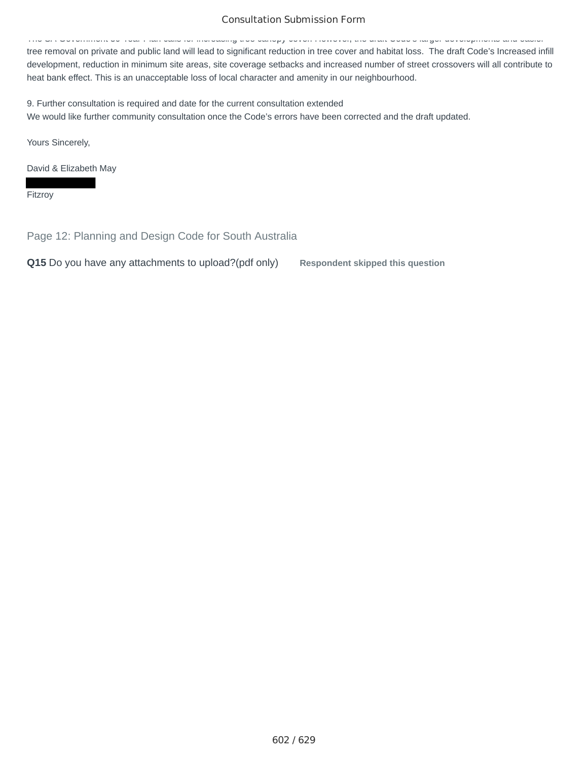The SA Government 30 Year Plan calls for increasing tree canopy cover. However, the draft Code's larger developments and easier tree removal on private and public land will lead to significant reduction in tree cover and habitat loss. The draft Code's Increased infill development, reduction in minimum site areas, site coverage setbacks and increased number of street crossovers will all contribute to heat bank effect. This is an unacceptable loss of local character and amenity in our neighbourhood.

9. Further consultation is required and date for the current consultation extended
We would like further community consultation once the Code's errors have been corrected and the draft updated.

Yours Sincerely,

David & Elizabeth May

Fitzroy

## Page 12: Planning and Design Code for South Australia

**Q15** Do you have any attachments to upload?(pdf only) **Respondent skipped this question**